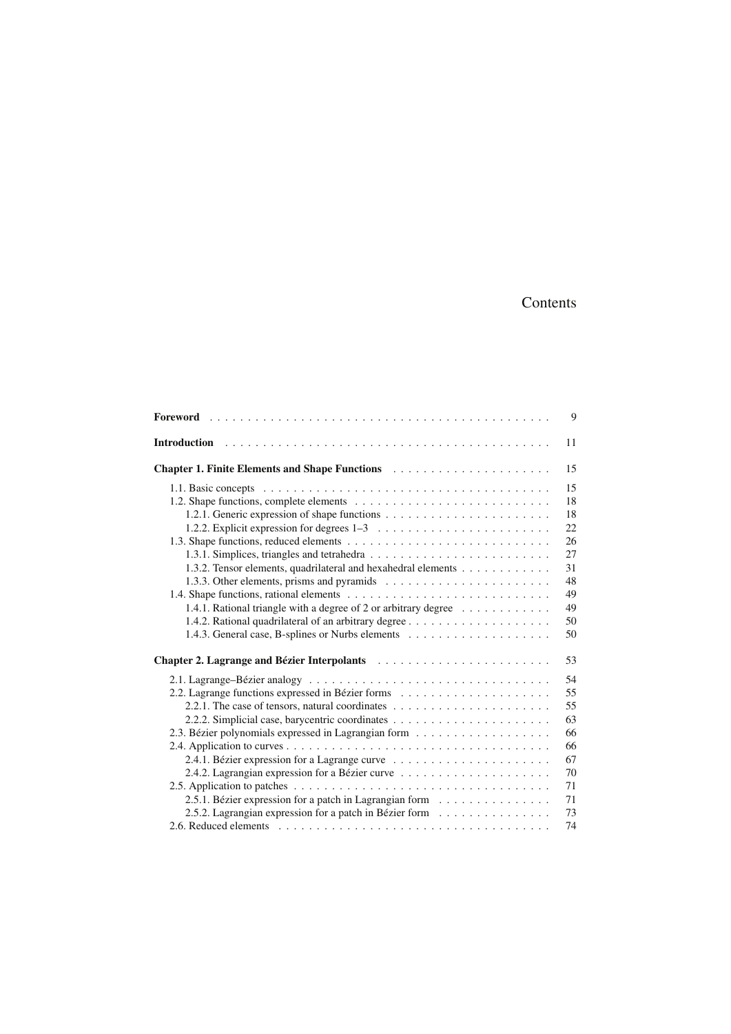# Contents

**Foreword** . . . . . . . . . . 9

**Introduction** . . . . . . . . . . 11

**Chapter 1. Finite Elements and Shape Functions** . . . . . . . . . . 15

- 1.1. Basic concepts . . . . . . . . . . 15
- 1.2. Shape functions, complete elements . . . . . . . . . . 18
  - 1.2.1. Generic expression of shape functions . . . . . . . . . . 18
  - 1.2.2. Explicit expression for degrees 1–3 . . . . . . . . . . 22
- 1.3. Shape functions, reduced elements . . . . . . . . . . 26
  - 1.3.1. Simplices, triangles and tetrahedra . . . . . . . . . . 27
  - 1.3.2. Tensor elements, quadrilateral and hexahedral elements . . . . . . . . . . 31
  - 1.3.3. Other elements, prisms and pyramids . . . . . . . . . . 48
- 1.4. Shape functions, rational elements . . . . . . . . . . 49
  - 1.4.1. Rational triangle with a degree of 2 or arbitrary degree . . . . . . . . . . 49
  - 1.4.2. Rational quadrilateral of an arbitrary degree . . . . . . . . . . 50
  - 1.4.3. General case, B-splines or Nurbs elements . . . . . . . . . . 50

**Chapter 2. Lagrange and Bézier Interpolants** . . . . . . . . . . 53

- 2.1. Lagrange–Bézier analogy . . . . . . . . . . 54
- 2.2. Lagrange functions expressed in Bézier forms . . . . . . . . . . 55
  - 2.2.1. The case of tensors, natural coordinates . . . . . . . . . . 55
  - 2.2.2. Simplicial case, barycentric coordinates . . . . . . . . . . 63
- 2.3. Bézier polynomials expressed in Lagrangian form . . . . . . . . . . 66
- 2.4. Application to curves . . . . . . . . . . 66
  - 2.4.1. Bézier expression for a Lagrange curve . . . . . . . . . . 67
  - 2.4.2. Lagrangian expression for a Bézier curve . . . . . . . . . . 70
- 2.5. Application to patches . . . . . . . . . . 71
  - 2.5.1. Bézier expression for a patch in Lagrangian form . . . . . . . . . . 71
  - 2.5.2. Lagrangian expression for a patch in Bézier form . . . . . . . . . . 73
- 2.6. Reduced elements . . . . . . . . . . 74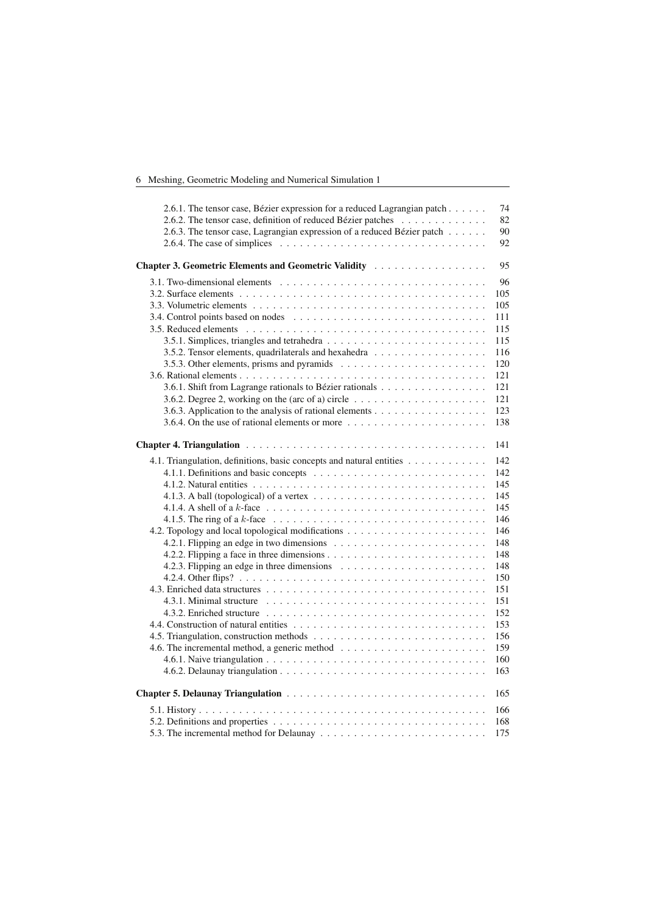2.6.1. The tensor case, Bézier expression for a reduced Lagrangian patch . . . . . . 74
2.6.2. The tensor case, definition of reduced Bézier patches . . . . . . . . . . . . . 82
2.6.3. The tensor case, Lagrangian expression of a reduced Bézier patch . . . . . . 90
2.6.4. The case of simplices . . . . . . . . . . . . . . . . . . . . . . . . . . . . . . 92

**Chapter 3. Geometric Elements and Geometric Validity** . . . . . . . . . . . . . . . . 95

3.1. Two-dimensional elements . . . . . . . . . . . . . . . . . . . . . . . . . . . . . . 96
3.2. Surface elements . . . . . . . . . . . . . . . . . . . . . . . . . . . . . . . . . . . 105
3.3. Volumetric elements . . . . . . . . . . . . . . . . . . . . . . . . . . . . . . . . . 105
3.4. Control points based on nodes . . . . . . . . . . . . . . . . . . . . . . . . . . . . 111
3.5. Reduced elements . . . . . . . . . . . . . . . . . . . . . . . . . . . . . . . . . . 115
3.5.1. Simplices, triangles and tetrahedra . . . . . . . . . . . . . . . . . . . . . . . 115
3.5.2. Tensor elements, quadrilaterals and hexahedra . . . . . . . . . . . . . . . . . 116
3.5.3. Other elements, prisms and pyramids . . . . . . . . . . . . . . . . . . . . . . 120
3.6. Rational elements . . . . . . . . . . . . . . . . . . . . . . . . . . . . . . . . . . . 121
3.6.1. Shift from Lagrange rationals to Bézier rationals . . . . . . . . . . . . . . . . 121
3.6.2. Degree 2, working on the (arc of a) circle . . . . . . . . . . . . . . . . . . . . 121
3.6.3. Application to the analysis of rational elements . . . . . . . . . . . . . . . . . 123
3.6.4. On the use of rational elements or more . . . . . . . . . . . . . . . . . . . . . 138

**Chapter 4. Triangulation** . . . . . . . . . . . . . . . . . . . . . . . . . . . . . . . . . 141

4.1. Triangulation, definitions, basic concepts and natural entities . . . . . . . . . . . 142
4.1.1. Definitions and basic concepts . . . . . . . . . . . . . . . . . . . . . . . . . . 142
4.1.2. Natural entities . . . . . . . . . . . . . . . . . . . . . . . . . . . . . . . . . . 145
4.1.3. A ball (topological) of a vertex . . . . . . . . . . . . . . . . . . . . . . . . . . 145
4.1.4. A shell of a $k$-face . . . . . . . . . . . . . . . . . . . . . . . . . . . . . . . . 145
4.1.5. The ring of a $k$-face . . . . . . . . . . . . . . . . . . . . . . . . . . . . . . . 146
4.2. Topology and local topological modifications . . . . . . . . . . . . . . . . . . . . 146
4.2.1. Flipping an edge in two dimensions . . . . . . . . . . . . . . . . . . . . . . . 148
4.2.2. Flipping a face in three dimensions . . . . . . . . . . . . . . . . . . . . . . . . 148
4.2.3. Flipping an edge in three dimensions . . . . . . . . . . . . . . . . . . . . . . . 148
4.2.4. Other flips? . . . . . . . . . . . . . . . . . . . . . . . . . . . . . . . . . . . . 150
4.3. Enriched data structures . . . . . . . . . . . . . . . . . . . . . . . . . . . . . . . 151
4.3.1. Minimal structure . . . . . . . . . . . . . . . . . . . . . . . . . . . . . . . . . 151
4.3.2. Enriched structure . . . . . . . . . . . . . . . . . . . . . . . . . . . . . . . . . 152
4.4. Construction of natural entities . . . . . . . . . . . . . . . . . . . . . . . . . . . . 153
4.5. Triangulation, construction methods . . . . . . . . . . . . . . . . . . . . . . . . . 156
4.6. The incremental method, a generic method . . . . . . . . . . . . . . . . . . . . . 159
4.6.1. Naive triangulation . . . . . . . . . . . . . . . . . . . . . . . . . . . . . . . . 160
4.6.2. Delaunay triangulation . . . . . . . . . . . . . . . . . . . . . . . . . . . . . . . 163

**Chapter 5. Delaunay Triangulation** . . . . . . . . . . . . . . . . . . . . . . . . . . . 165

5.1. History . . . . . . . . . . . . . . . . . . . . . . . . . . . . . . . . . . . . . . . . 166
5.2. Definitions and properties . . . . . . . . . . . . . . . . . . . . . . . . . . . . . . . 168
5.3. The incremental method for Delaunay . . . . . . . . . . . . . . . . . . . . . . . . 175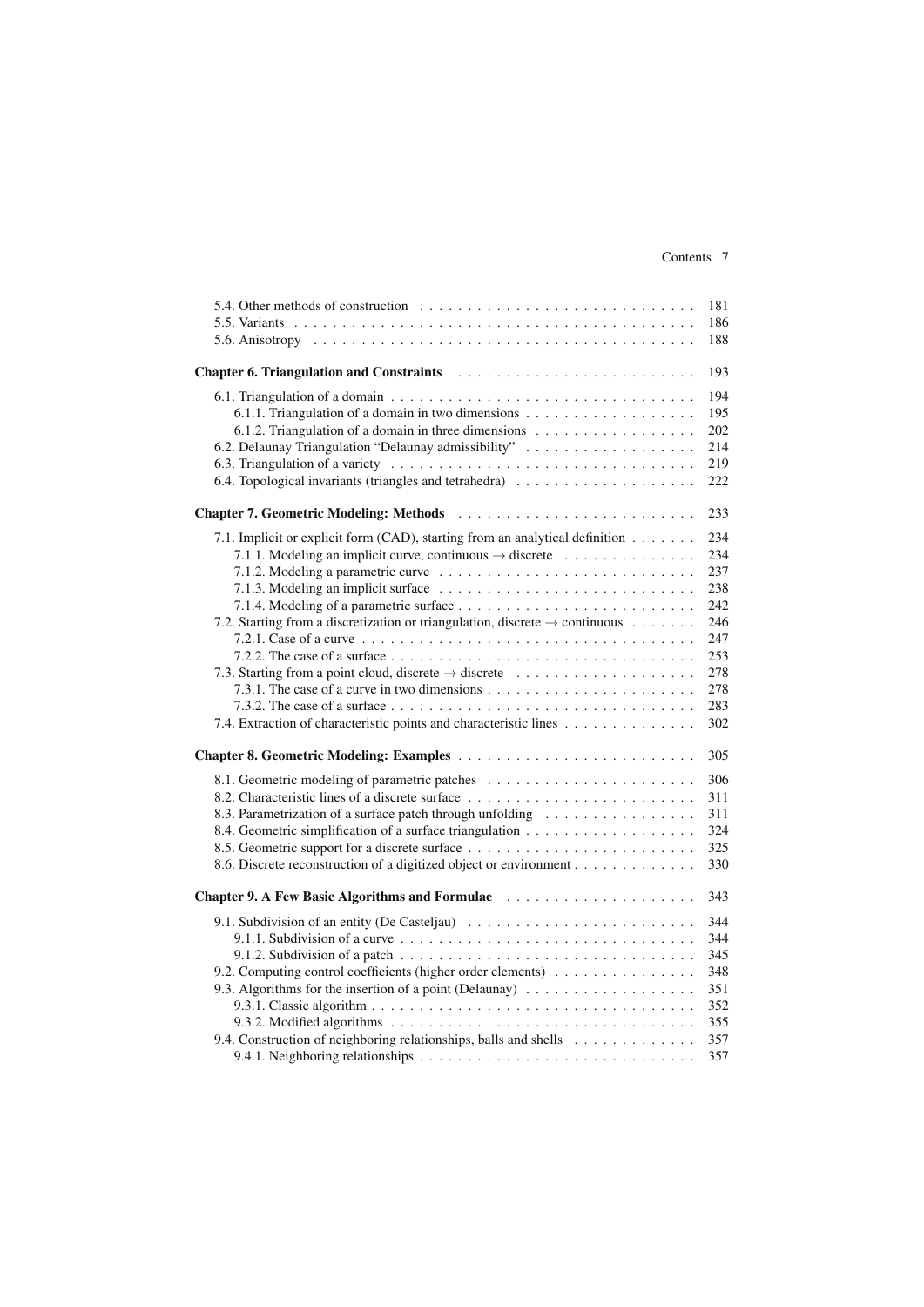5.4. Other methods of construction . . . . . . . . . . . . . . . . . . . . . . . . . . . . . 181
5.5. Variants . . . . . . . . . . . . . . . . . . . . . . . . . . . . . . . . . . . . . . . . . . 186
5.6. Anisotropy . . . . . . . . . . . . . . . . . . . . . . . . . . . . . . . . . . . . . . . . 188

**Chapter 6. Triangulation and Constraints** . . . . . . . . . . . . . . . . . . . . . . . . 193

6.1. Triangulation of a domain . . . . . . . . . . . . . . . . . . . . . . . . . . . . . . . 194
6.1.1. Triangulation of a domain in two dimensions . . . . . . . . . . . . . . . . . . 195
6.1.2. Triangulation of a domain in three dimensions . . . . . . . . . . . . . . . . . 202
6.2. Delaunay Triangulation "Delaunay admissibility" . . . . . . . . . . . . . . . . . . 214
6.3. Triangulation of a variety . . . . . . . . . . . . . . . . . . . . . . . . . . . . . . . 219
6.4. Topological invariants (triangles and tetrahedra) . . . . . . . . . . . . . . . . . . . 222

**Chapter 7. Geometric Modeling: Methods** . . . . . . . . . . . . . . . . . . . . . . . . 233

7.1. Implicit or explicit form (CAD), starting from an analytical definition . . . . . . . 234
7.1.1. Modeling an implicit curve, continuous → discrete . . . . . . . . . . . . . . 234
7.1.2. Modeling a parametric curve . . . . . . . . . . . . . . . . . . . . . . . . . . 237
7.1.3. Modeling an implicit surface . . . . . . . . . . . . . . . . . . . . . . . . . . 238
7.1.4. Modeling of a parametric surface . . . . . . . . . . . . . . . . . . . . . . . . 242
7.2. Starting from a discretization or triangulation, discrete → continuous . . . . . . . 246
7.2.1. Case of a curve . . . . . . . . . . . . . . . . . . . . . . . . . . . . . . . . . 247
7.2.2. The case of a surface . . . . . . . . . . . . . . . . . . . . . . . . . . . . . . 253
7.3. Starting from a point cloud, discrete → discrete . . . . . . . . . . . . . . . . . . . 278
7.3.1. The case of a curve in two dimensions . . . . . . . . . . . . . . . . . . . . . 278
7.3.2. The case of a surface . . . . . . . . . . . . . . . . . . . . . . . . . . . . . . 283
7.4. Extraction of characteristic points and characteristic lines . . . . . . . . . . . . . 302

**Chapter 8. Geometric Modeling: Examples** . . . . . . . . . . . . . . . . . . . . . . . . 305

8.1. Geometric modeling of parametric patches . . . . . . . . . . . . . . . . . . . . . . 306
8.2. Characteristic lines of a discrete surface . . . . . . . . . . . . . . . . . . . . . . . 311
8.3. Parametrization of a surface patch through unfolding . . . . . . . . . . . . . . . . 311
8.4. Geometric simplification of a surface triangulation . . . . . . . . . . . . . . . . . 324
8.5. Geometric support for a discrete surface . . . . . . . . . . . . . . . . . . . . . . . 325
8.6. Discrete reconstruction of a digitized object or environment . . . . . . . . . . . . 330

**Chapter 9. A Few Basic Algorithms and Formulae** . . . . . . . . . . . . . . . . . . . . 343

9.1. Subdivision of an entity (De Casteljau) . . . . . . . . . . . . . . . . . . . . . . . . 344
9.1.1. Subdivision of a curve . . . . . . . . . . . . . . . . . . . . . . . . . . . . . 344
9.1.2. Subdivision of a patch . . . . . . . . . . . . . . . . . . . . . . . . . . . . . 345
9.2. Computing control coefficients (higher order elements) . . . . . . . . . . . . . . . 348
9.3. Algorithms for the insertion of a point (Delaunay) . . . . . . . . . . . . . . . . . . 351
9.3.1. Classic algorithm . . . . . . . . . . . . . . . . . . . . . . . . . . . . . . . . 352
9.3.2. Modified algorithms . . . . . . . . . . . . . . . . . . . . . . . . . . . . . . . 355
9.4. Construction of neighboring relationships, balls and shells . . . . . . . . . . . . . 357
9.4.1. Neighboring relationships . . . . . . . . . . . . . . . . . . . . . . . . . . . . 357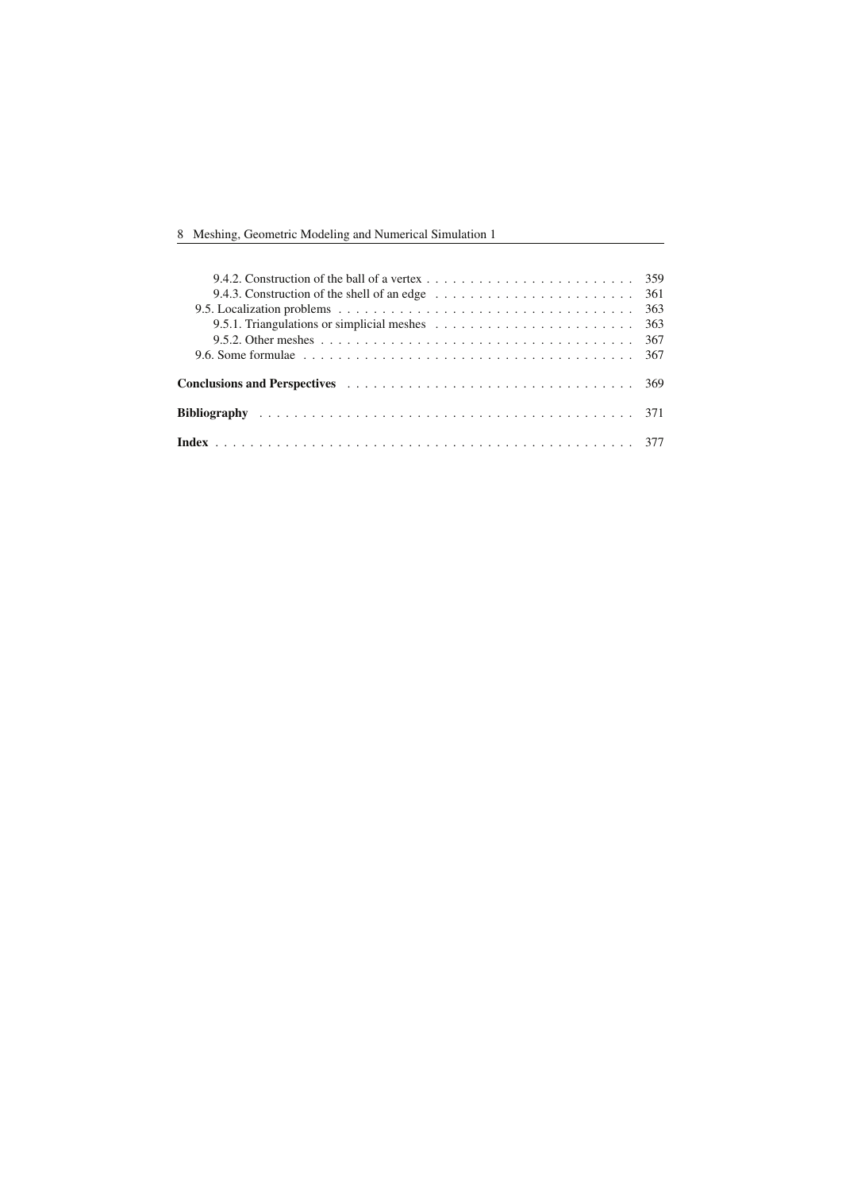9.4.2. Construction of the ball of a vertex . . . . . . . . . . . . . . . . . . . . . . . . 359
9.4.3. Construction of the shell of an edge . . . . . . . . . . . . . . . . . . . . . . . 361
9.5. Localization problems . . . . . . . . . . . . . . . . . . . . . . . . . . . . . . . . . . 363
9.5.1. Triangulations or simplicial meshes . . . . . . . . . . . . . . . . . . . . . . . 363
9.5.2. Other meshes . . . . . . . . . . . . . . . . . . . . . . . . . . . . . . . . . . . . 367
9.6. Some formulae . . . . . . . . . . . . . . . . . . . . . . . . . . . . . . . . . . . . . 367

**Conclusions and Perspectives** . . . . . . . . . . . . . . . . . . . . . . . . . . . . . . . . 369

**Bibliography** . . . . . . . . . . . . . . . . . . . . . . . . . . . . . . . . . . . . . . . . . 371

**Index** . . . . . . . . . . . . . . . . . . . . . . . . . . . . . . . . . . . . . . . . . . . . . 377